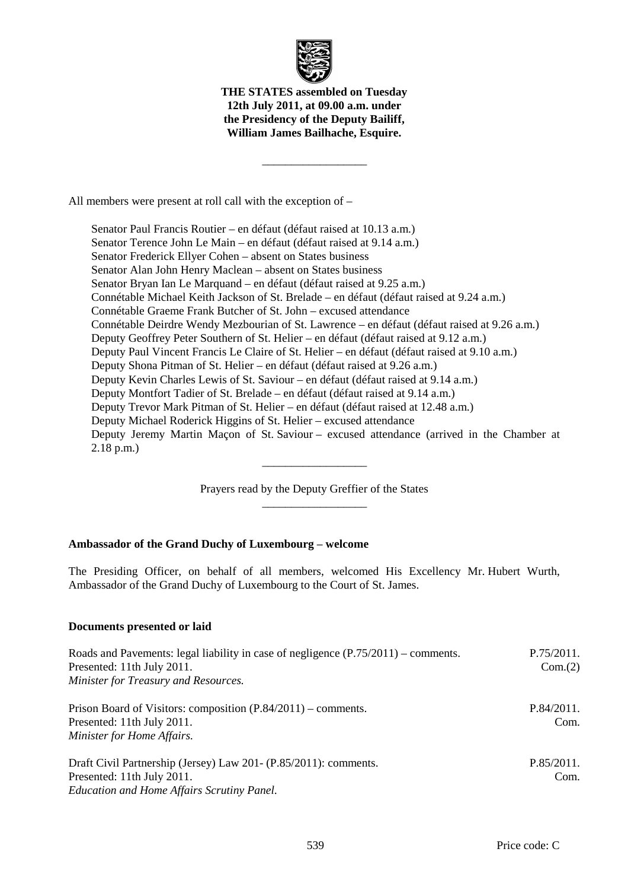**THE STATES assembled on Tuesday 12th July 2011, at 09.00 a.m. under the Presidency of the Deputy Bailiff, William James Bailhache, Esquire.**

---

All members were present at roll call with the exception of –

Senator Paul Francis Routier – en défaut (défaut raised at 10.13 a.m.)
Senator Terence John Le Main – en défaut (défaut raised at 9.14 a.m.)
Senator Frederick Ellyer Cohen – absent on States business
Senator Alan John Henry Maclean – absent on States business
Senator Bryan Ian Le Marquand – en défaut (défaut raised at 9.25 a.m.)
Connétable Michael Keith Jackson of St. Brelade – en défaut (défaut raised at 9.24 a.m.)
Connétable Graeme Frank Butcher of St. John – excused attendance
Connétable Deirdre Wendy Mezbourian of St. Lawrence – en défaut (défaut raised at 9.26 a.m.)
Deputy Geoffrey Peter Southern of St. Helier – en défaut (défaut raised at 9.12 a.m.)
Deputy Paul Vincent Francis Le Claire of St. Helier – en défaut (défaut raised at 9.10 a.m.)
Deputy Shona Pitman of St. Helier – en défaut (défaut raised at 9.26 a.m.)
Deputy Kevin Charles Lewis of St. Saviour – en défaut (défaut raised at 9.14 a.m.)
Deputy Montfort Tadier of St. Brelade – en défaut (défaut raised at 9.14 a.m.)
Deputy Trevor Mark Pitman of St. Helier – en défaut (défaut raised at 12.48 a.m.)
Deputy Michael Roderick Higgins of St. Helier – excused attendance
Deputy Jeremy Martin Maçon of St. Saviour – excused attendance (arrived in the Chamber at 2.18 p.m.)

---

Prayers read by the Deputy Greffier of the States

---

**Ambassador of the Grand Duchy of Luxembourg – welcome**

The Presiding Officer, on behalf of all members, welcomed His Excellency Mr. Hubert Wurth, Ambassador of the Grand Duchy of Luxembourg to the Court of St. James.

**Documents presented or laid**

Roads and Pavements: legal liability in case of negligence (P.75/2011) – comments. P.75/2011. Com.(2)
Presented: 11th July 2011.
*Minister for Treasury and Resources.*

Prison Board of Visitors: composition (P.84/2011) – comments. P.84/2011. Com.
Presented: 11th July 2011.
*Minister for Home Affairs.*

Draft Civil Partnership (Jersey) Law 201- (P.85/2011): comments. P.85/2011. Com.
Presented: 11th July 2011.
*Education and Home Affairs Scrutiny Panel.*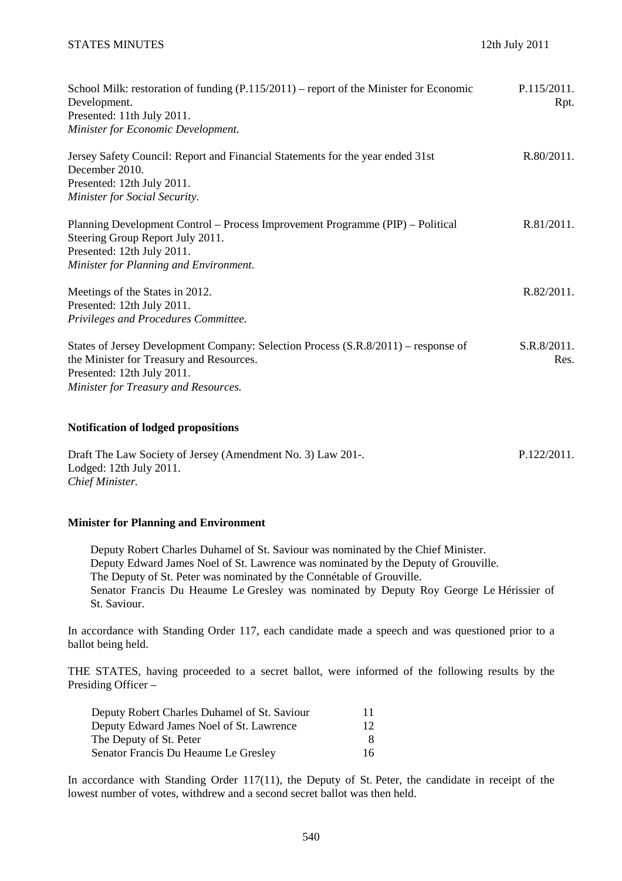School Milk: restoration of funding (P.115/2011) – report of the Minister for Economic Development. P.115/2011. Rpt.
Presented: 11th July 2011.
*Minister for Economic Development.*

Jersey Safety Council: Report and Financial Statements for the year ended 31st December 2010. R.80/2011.
Presented: 12th July 2011.
*Minister for Social Security.*

Planning Development Control – Process Improvement Programme (PIP) – Political Steering Group Report July 2011. R.81/2011.
Presented: 12th July 2011.
*Minister for Planning and Environment.*

Meetings of the States in 2012. R.82/2011.
Presented: 12th July 2011.
*Privileges and Procedures Committee.*

States of Jersey Development Company: Selection Process (S.R.8/2011) – response of the Minister for Treasury and Resources. S.R.8/2011. Res.
Presented: 12th July 2011.
*Minister for Treasury and Resources.*

**Notification of lodged propositions**

Draft The Law Society of Jersey (Amendment No. 3) Law 201-. P.122/2011.
Lodged: 12th July 2011.
*Chief Minister.*

**Minister for Planning and Environment**

Deputy Robert Charles Duhamel of St. Saviour was nominated by the Chief Minister.
Deputy Edward James Noel of St. Lawrence was nominated by the Deputy of Grouville.
The Deputy of St. Peter was nominated by the Connétable of Grouville.
Senator Francis Du Heaume Le Gresley was nominated by Deputy Roy George Le Hérissier of St. Saviour.

In accordance with Standing Order 117, each candidate made a speech and was questioned prior to a ballot being held.

THE STATES, having proceeded to a secret ballot, were informed of the following results by the Presiding Officer –

| | |
|---|---|
| Deputy Robert Charles Duhamel of St. Saviour | 11 |
| Deputy Edward James Noel of St. Lawrence | 12 |
| The Deputy of St. Peter | 8 |
| Senator Francis Du Heaume Le Gresley | 16 |

In accordance with Standing Order 117(11), the Deputy of St. Peter, the candidate in receipt of the lowest number of votes, withdrew and a second secret ballot was then held.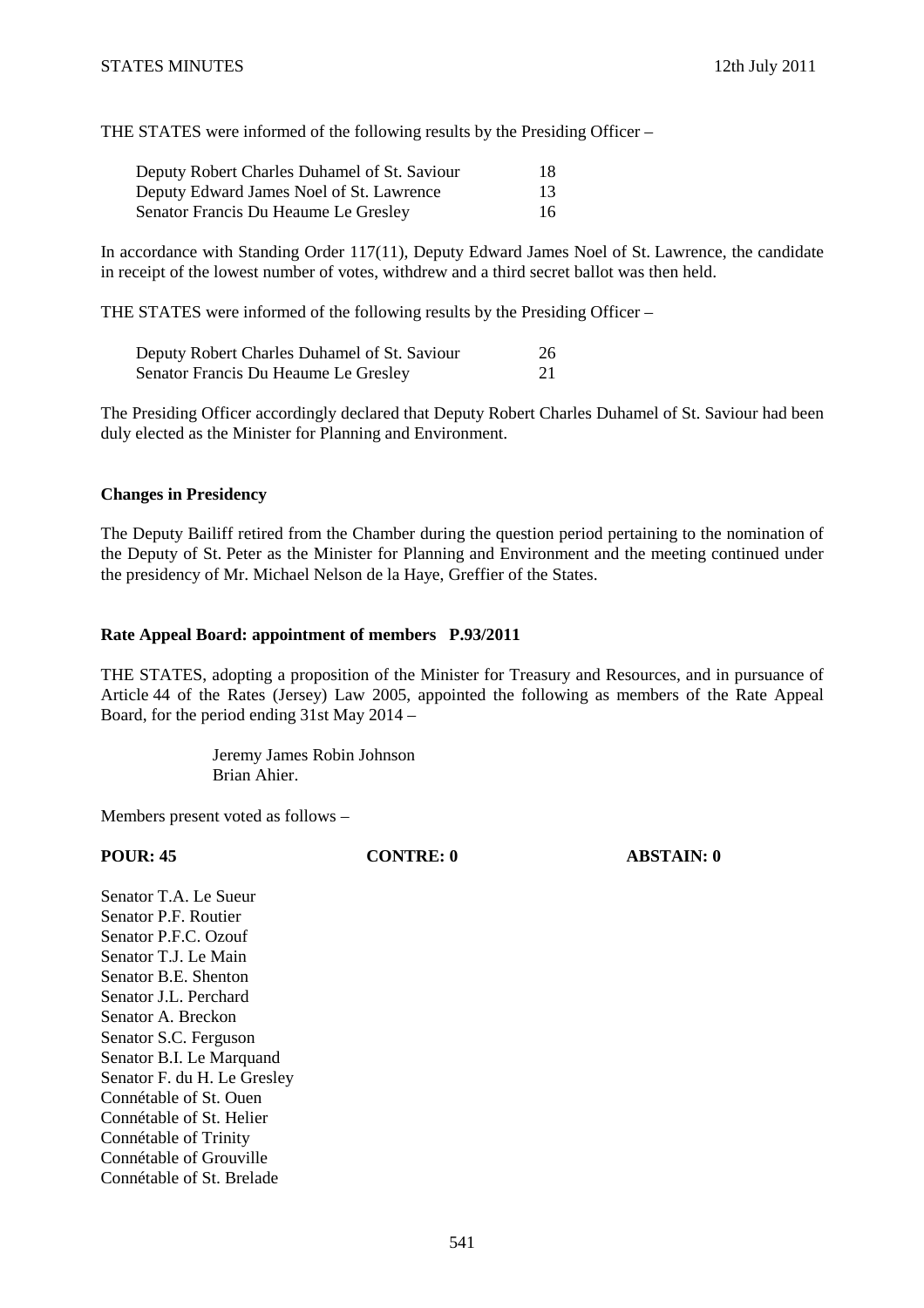THE STATES were informed of the following results by the Presiding Officer –

| | |
|---|---|
| Deputy Robert Charles Duhamel of St. Saviour | 18 |
| Deputy Edward James Noel of St. Lawrence | 13 |
| Senator Francis Du Heaume Le Gresley | 16 |

In accordance with Standing Order 117(11), Deputy Edward James Noel of St. Lawrence, the candidate in receipt of the lowest number of votes, withdrew and a third secret ballot was then held.

THE STATES were informed of the following results by the Presiding Officer –

| | |
|---|---|
| Deputy Robert Charles Duhamel of St. Saviour | 26 |
| Senator Francis Du Heaume Le Gresley | 21 |

The Presiding Officer accordingly declared that Deputy Robert Charles Duhamel of St. Saviour had been duly elected as the Minister for Planning and Environment.

**Changes in Presidency**

The Deputy Bailiff retired from the Chamber during the question period pertaining to the nomination of the Deputy of St. Peter as the Minister for Planning and Environment and the meeting continued under the presidency of Mr. Michael Nelson de la Haye, Greffier of the States.

**Rate Appeal Board: appointment of members P.93/2011**

THE STATES, adopting a proposition of the Minister for Treasury and Resources, and in pursuance of Article 44 of the Rates (Jersey) Law 2005, appointed the following as members of the Rate Appeal Board, for the period ending 31st May 2014 –

Jeremy James Robin Johnson
Brian Ahier.

Members present voted as follows –

**POUR: 45** **CONTRE: 0** **ABSTAIN: 0**

Senator T.A. Le Sueur
Senator P.F. Routier
Senator P.F.C. Ozouf
Senator T.J. Le Main
Senator B.E. Shenton
Senator J.L. Perchard
Senator A. Breckon
Senator S.C. Ferguson
Senator B.I. Le Marquand
Senator F. du H. Le Gresley
Connétable of St. Ouen
Connétable of St. Helier
Connétable of Trinity
Connétable of Grouville
Connétable of St. Brelade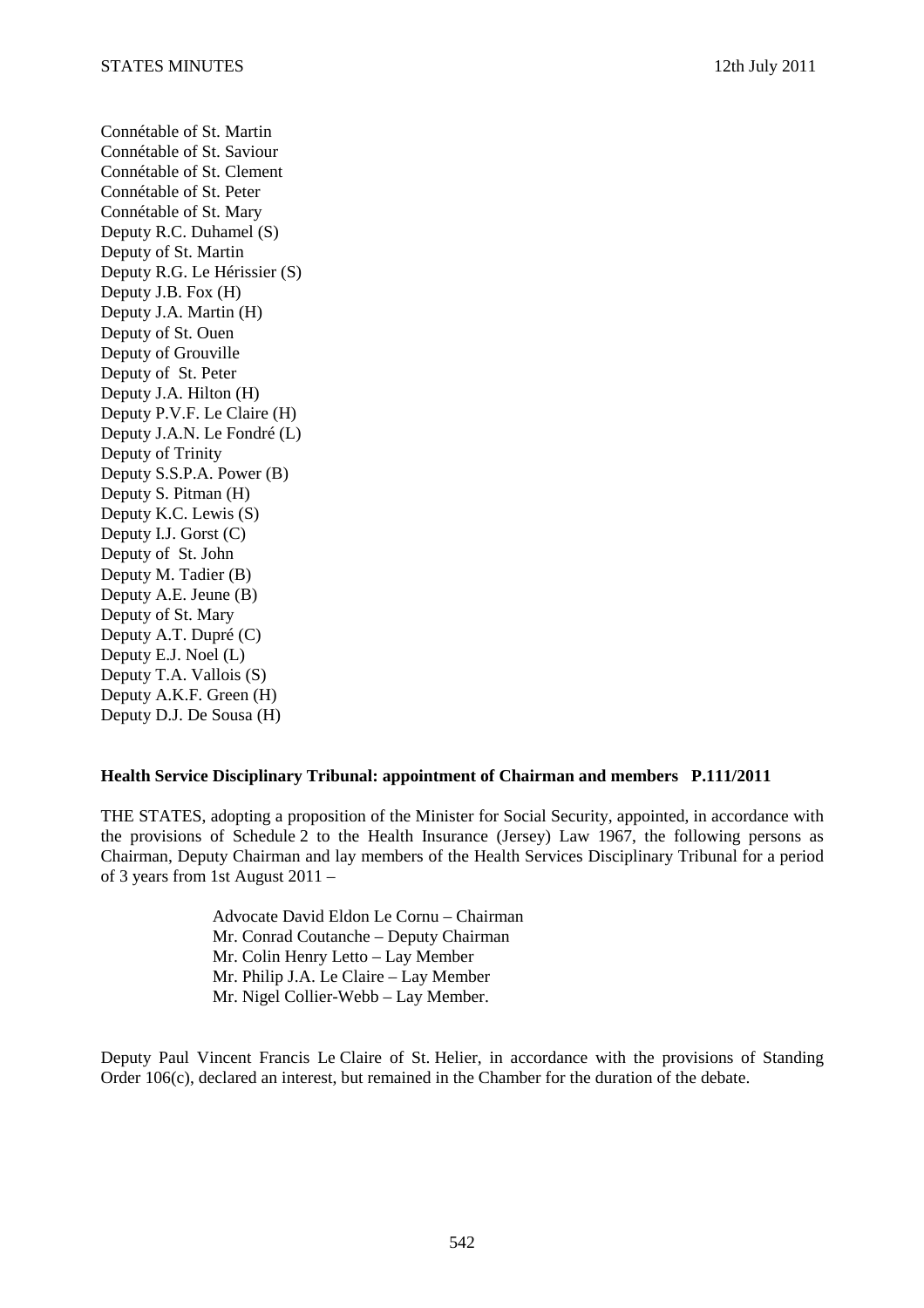Connétable of St. Martin
Connétable of St. Saviour
Connétable of St. Clement
Connétable of St. Peter
Connétable of St. Mary
Deputy R.C. Duhamel (S)
Deputy of St. Martin
Deputy R.G. Le Hérissier (S)
Deputy J.B. Fox (H)
Deputy J.A. Martin (H)
Deputy of St. Ouen
Deputy of Grouville
Deputy of St. Peter
Deputy J.A. Hilton (H)
Deputy P.V.F. Le Claire (H)
Deputy J.A.N. Le Fondré (L)
Deputy of Trinity
Deputy S.S.P.A. Power (B)
Deputy S. Pitman (H)
Deputy K.C. Lewis (S)
Deputy I.J. Gorst (C)
Deputy of St. John
Deputy M. Tadier (B)
Deputy A.E. Jeune (B)
Deputy of St. Mary
Deputy A.T. Dupré (C)
Deputy E.J. Noel (L)
Deputy T.A. Vallois (S)
Deputy A.K.F. Green (H)
Deputy D.J. De Sousa (H)

**Health Service Disciplinary Tribunal: appointment of Chairman and members P.111/2011**

THE STATES, adopting a proposition of the Minister for Social Security, appointed, in accordance with the provisions of Schedule 2 to the Health Insurance (Jersey) Law 1967, the following persons as Chairman, Deputy Chairman and lay members of the Health Services Disciplinary Tribunal for a period of 3 years from 1st August 2011 –

Advocate David Eldon Le Cornu – Chairman
Mr. Conrad Coutanche – Deputy Chairman
Mr. Colin Henry Letto – Lay Member
Mr. Philip J.A. Le Claire – Lay Member
Mr. Nigel Collier-Webb – Lay Member.

Deputy Paul Vincent Francis Le Claire of St. Helier, in accordance with the provisions of Standing Order 106(c), declared an interest, but remained in the Chamber for the duration of the debate.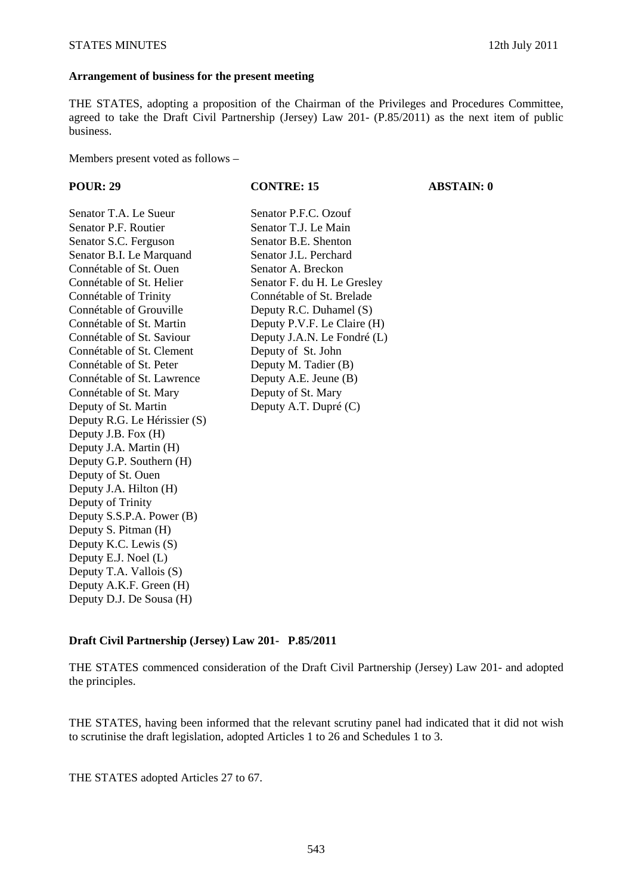**Arrangement of business for the present meeting**

THE STATES, adopting a proposition of the Chairman of the Privileges and Procedures Committee, agreed to take the Draft Civil Partnership (Jersey) Law 201- (P.85/2011) as the next item of public business.

Members present voted as follows –

| POUR: 29 | CONTRE: 15 | ABSTAIN: 0 |
|---|---|---|
| Senator T.A. Le Sueur | Senator P.F.C. Ozouf | |
| Senator P.F. Routier | Senator T.J. Le Main | |
| Senator S.C. Ferguson | Senator B.E. Shenton | |
| Senator B.I. Le Marquand | Senator J.L. Perchard | |
| Connétable of St. Ouen | Senator A. Breckon | |
| Connétable of St. Helier | Senator F. du H. Le Gresley | |
| Connétable of Trinity | Connétable of St. Brelade | |
| Connétable of Grouville | Deputy R.C. Duhamel (S) | |
| Connétable of St. Martin | Deputy P.V.F. Le Claire (H) | |
| Connétable of St. Saviour | Deputy J.A.N. Le Fondré (L) | |
| Connétable of St. Clement | Deputy of St. John | |
| Connétable of St. Peter | Deputy M. Tadier (B) | |
| Connétable of St. Lawrence | Deputy A.E. Jeune (B) | |
| Connétable of St. Mary | Deputy of St. Mary | |
| Deputy of St. Martin | Deputy A.T. Dupré (C) | |
| Deputy R.G. Le Hérissier (S) | | |
| Deputy J.B. Fox (H) | | |
| Deputy J.A. Martin (H) | | |
| Deputy G.P. Southern (H) | | |
| Deputy of St. Ouen | | |
| Deputy J.A. Hilton (H) | | |
| Deputy of Trinity | | |
| Deputy S.S.P.A. Power (B) | | |
| Deputy S. Pitman (H) | | |
| Deputy K.C. Lewis (S) | | |
| Deputy E.J. Noel (L) | | |
| Deputy T.A. Vallois (S) | | |
| Deputy A.K.F. Green (H) | | |
| Deputy D.J. De Sousa (H) | | |

**Draft Civil Partnership (Jersey) Law 201- P.85/2011**

THE STATES commenced consideration of the Draft Civil Partnership (Jersey) Law 201- and adopted the principles.

THE STATES, having been informed that the relevant scrutiny panel had indicated that it did not wish to scrutinise the draft legislation, adopted Articles 1 to 26 and Schedules 1 to 3.

THE STATES adopted Articles 27 to 67.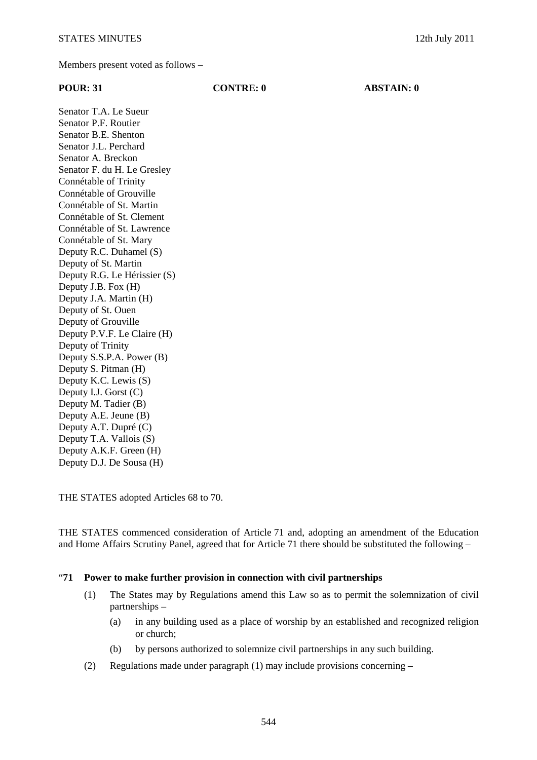Members present voted as follows –

**POUR: 31** **CONTRE: 0** **ABSTAIN: 0**

Senator T.A. Le Sueur
Senator P.F. Routier
Senator B.E. Shenton
Senator J.L. Perchard
Senator A. Breckon
Senator F. du H. Le Gresley
Connétable of Trinity
Connétable of Grouville
Connétable of St. Martin
Connétable of St. Clement
Connétable of St. Lawrence
Connétable of St. Mary
Deputy R.C. Duhamel (S)
Deputy of St. Martin
Deputy R.G. Le Hérissier (S)
Deputy J.B. Fox (H)
Deputy J.A. Martin (H)
Deputy of St. Ouen
Deputy of Grouville
Deputy P.V.F. Le Claire (H)
Deputy of Trinity
Deputy S.S.P.A. Power (B)
Deputy S. Pitman (H)
Deputy K.C. Lewis (S)
Deputy I.J. Gorst (C)
Deputy M. Tadier (B)
Deputy A.E. Jeune (B)
Deputy A.T. Dupré (C)
Deputy T.A. Vallois (S)
Deputy A.K.F. Green (H)
Deputy D.J. De Sousa (H)

THE STATES adopted Articles 68 to 70.

THE STATES commenced consideration of Article 71 and, adopting an amendment of the Education and Home Affairs Scrutiny Panel, agreed that for Article 71 there should be substituted the following –

"**71 Power to make further provision in connection with civil partnerships**

(1) The States may by Regulations amend this Law so as to permit the solemnization of civil partnerships –

(a) in any building used as a place of worship by an established and recognized religion or church;

(b) by persons authorized to solemnize civil partnerships in any such building.

(2) Regulations made under paragraph (1) may include provisions concerning –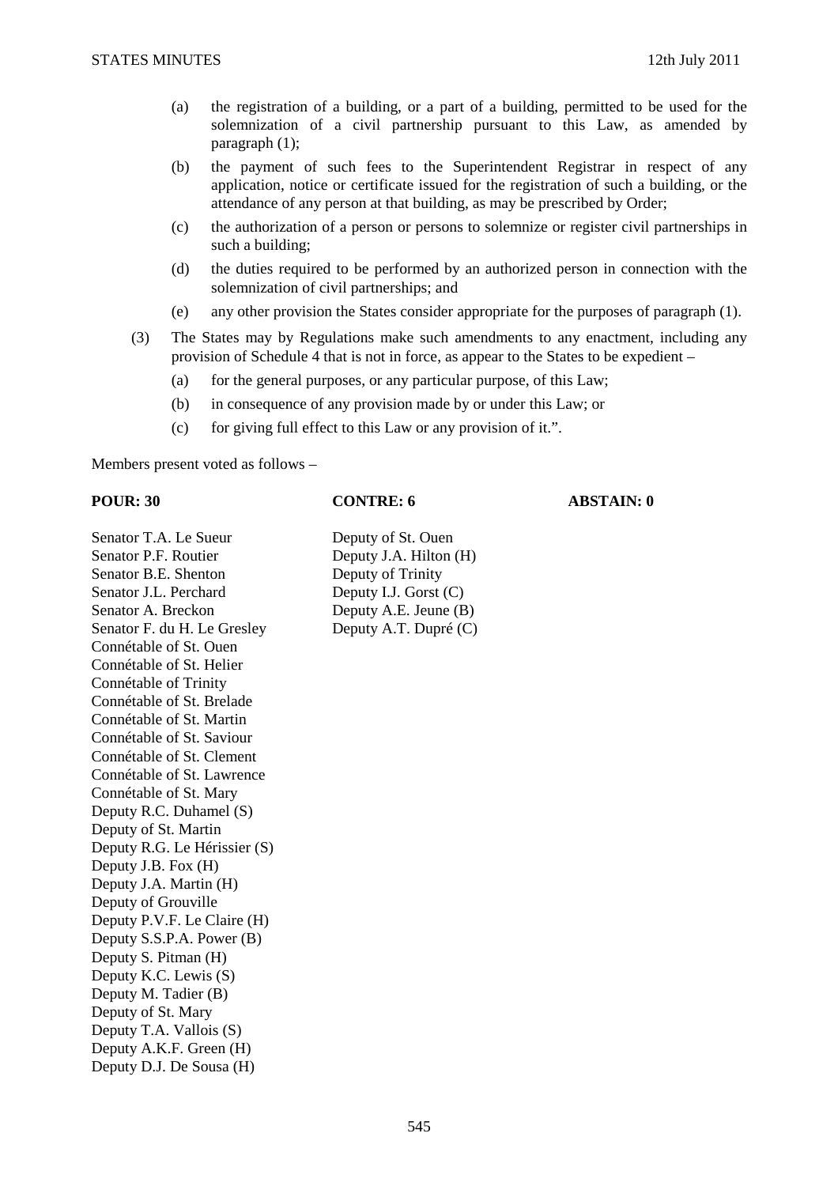(a) the registration of a building, or a part of a building, permitted to be used for the solemnization of a civil partnership pursuant to this Law, as amended by paragraph (1);

(b) the payment of such fees to the Superintendent Registrar in respect of any application, notice or certificate issued for the registration of such a building, or the attendance of any person at that building, as may be prescribed by Order;

(c) the authorization of a person or persons to solemnize or register civil partnerships in such a building;

(d) the duties required to be performed by an authorized person in connection with the solemnization of civil partnerships; and

(e) any other provision the States consider appropriate for the purposes of paragraph (1).

(3) The States may by Regulations make such amendments to any enactment, including any provision of Schedule 4 that is not in force, as appear to the States to be expedient –

(a) for the general purposes, or any particular purpose, of this Law;

(b) in consequence of any provision made by or under this Law; or

(c) for giving full effect to this Law or any provision of it.".

Members present voted as follows –

| **POUR: 30** | **CONTRE: 6** | **ABSTAIN: 0** |
|---|---|---|
| Senator T.A. Le Sueur | Deputy of St. Ouen | |
| Senator P.F. Routier | Deputy J.A. Hilton (H) | |
| Senator B.E. Shenton | Deputy of Trinity | |
| Senator J.L. Perchard | Deputy I.J. Gorst (C) | |
| Senator A. Breckon | Deputy A.E. Jeune (B) | |
| Senator F. du H. Le Gresley | Deputy A.T. Dupré (C) | |
| Connétable of St. Ouen | | |
| Connétable of St. Helier | | |
| Connétable of Trinity | | |
| Connétable of St. Brelade | | |
| Connétable of St. Martin | | |
| Connétable of St. Saviour | | |
| Connétable of St. Clement | | |
| Connétable of St. Lawrence | | |
| Connétable of St. Mary | | |
| Deputy R.C. Duhamel (S) | | |
| Deputy of St. Martin | | |
| Deputy R.G. Le Hérissier (S) | | |
| Deputy J.B. Fox (H) | | |
| Deputy J.A. Martin (H) | | |
| Deputy of Grouville | | |
| Deputy P.V.F. Le Claire (H) | | |
| Deputy S.S.P.A. Power (B) | | |
| Deputy S. Pitman (H) | | |
| Deputy K.C. Lewis (S) | | |
| Deputy M. Tadier (B) | | |
| Deputy of St. Mary | | |
| Deputy T.A. Vallois (S) | | |
| Deputy A.K.F. Green (H) | | |
| Deputy D.J. De Sousa (H) | | |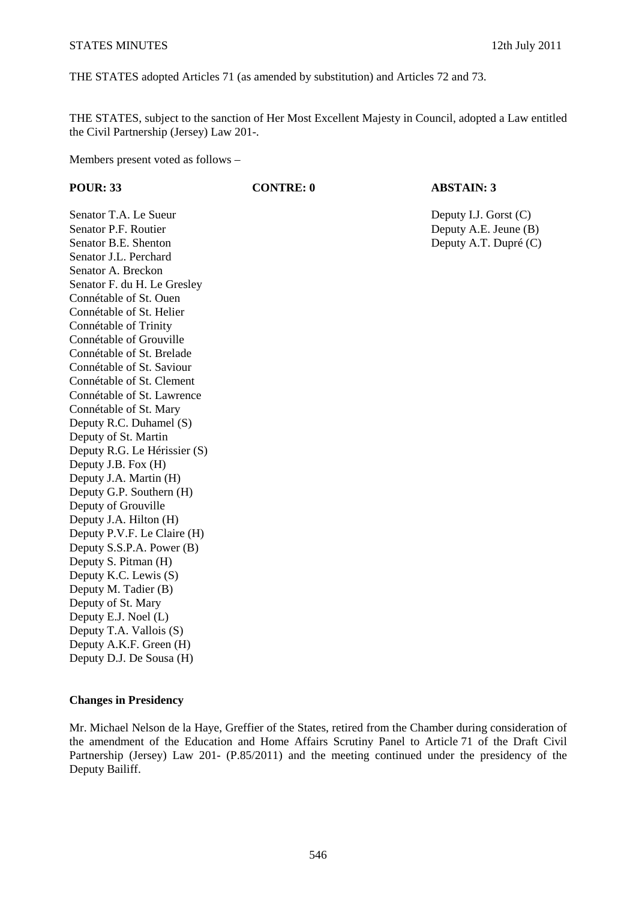THE STATES adopted Articles 71 (as amended by substitution) and Articles 72 and 73.

THE STATES, subject to the sanction of Her Most Excellent Majesty in Council, adopted a Law entitled the Civil Partnership (Jersey) Law 201-.

Members present voted as follows –

| POUR: 33 | CONTRE: 0 | ABSTAIN: 3 |
|---|---|---|
| Senator T.A. Le Sueur | | Deputy I.J. Gorst (C) |
| Senator P.F. Routier | | Deputy A.E. Jeune (B) |
| Senator B.E. Shenton | | Deputy A.T. Dupré (C) |
| Senator J.L. Perchard | | |
| Senator A. Breckon | | |
| Senator F. du H. Le Gresley | | |
| Connétable of St. Ouen | | |
| Connétable of St. Helier | | |
| Connétable of Trinity | | |
| Connétable of Grouville | | |
| Connétable of St. Brelade | | |
| Connétable of St. Saviour | | |
| Connétable of St. Clement | | |
| Connétable of St. Lawrence | | |
| Connétable of St. Mary | | |
| Deputy R.C. Duhamel (S) | | |
| Deputy of St. Martin | | |
| Deputy R.G. Le Hérissier (S) | | |
| Deputy J.B. Fox (H) | | |
| Deputy J.A. Martin (H) | | |
| Deputy G.P. Southern (H) | | |
| Deputy of Grouville | | |
| Deputy J.A. Hilton (H) | | |
| Deputy P.V.F. Le Claire (H) | | |
| Deputy S.S.P.A. Power (B) | | |
| Deputy S. Pitman (H) | | |
| Deputy K.C. Lewis (S) | | |
| Deputy M. Tadier (B) | | |
| Deputy of St. Mary | | |
| Deputy E.J. Noel (L) | | |
| Deputy T.A. Vallois (S) | | |
| Deputy A.K.F. Green (H) | | |
| Deputy D.J. De Sousa (H) | | |

**Changes in Presidency**

Mr. Michael Nelson de la Haye, Greffier of the States, retired from the Chamber during consideration of the amendment of the Education and Home Affairs Scrutiny Panel to Article 71 of the Draft Civil Partnership (Jersey) Law 201- (P.85/2011) and the meeting continued under the presidency of the Deputy Bailiff.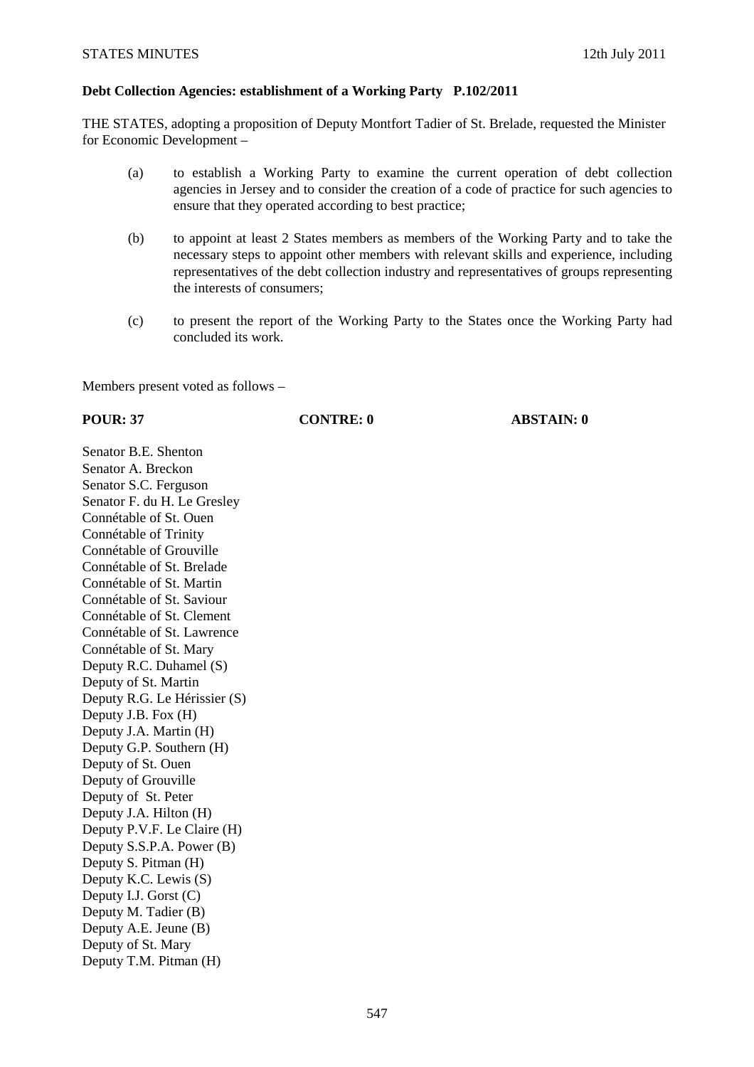**Debt Collection Agencies: establishment of a Working Party P.102/2011**

THE STATES, adopting a proposition of Deputy Montfort Tadier of St. Brelade, requested the Minister for Economic Development –

(a) to establish a Working Party to examine the current operation of debt collection agencies in Jersey and to consider the creation of a code of practice for such agencies to ensure that they operated according to best practice;

(b) to appoint at least 2 States members as members of the Working Party and to take the necessary steps to appoint other members with relevant skills and experience, including representatives of the debt collection industry and representatives of groups representing the interests of consumers;

(c) to present the report of the Working Party to the States once the Working Party had concluded its work.

Members present voted as follows –

| **POUR: 37** | **CONTRE: 0** | **ABSTAIN: 0** |
|---|---|---|

Senator B.E. Shenton
Senator A. Breckon
Senator S.C. Ferguson
Senator F. du H. Le Gresley
Connétable of St. Ouen
Connétable of Trinity
Connétable of Grouville
Connétable of St. Brelade
Connétable of St. Martin
Connétable of St. Saviour
Connétable of St. Clement
Connétable of St. Lawrence
Connétable of St. Mary
Deputy R.C. Duhamel (S)
Deputy of St. Martin
Deputy R.G. Le Hérissier (S)
Deputy J.B. Fox (H)
Deputy J.A. Martin (H)
Deputy G.P. Southern (H)
Deputy of St. Ouen
Deputy of Grouville
Deputy of St. Peter
Deputy J.A. Hilton (H)
Deputy P.V.F. Le Claire (H)
Deputy S.S.P.A. Power (B)
Deputy S. Pitman (H)
Deputy K.C. Lewis (S)
Deputy I.J. Gorst (C)
Deputy M. Tadier (B)
Deputy A.E. Jeune (B)
Deputy of St. Mary
Deputy T.M. Pitman (H)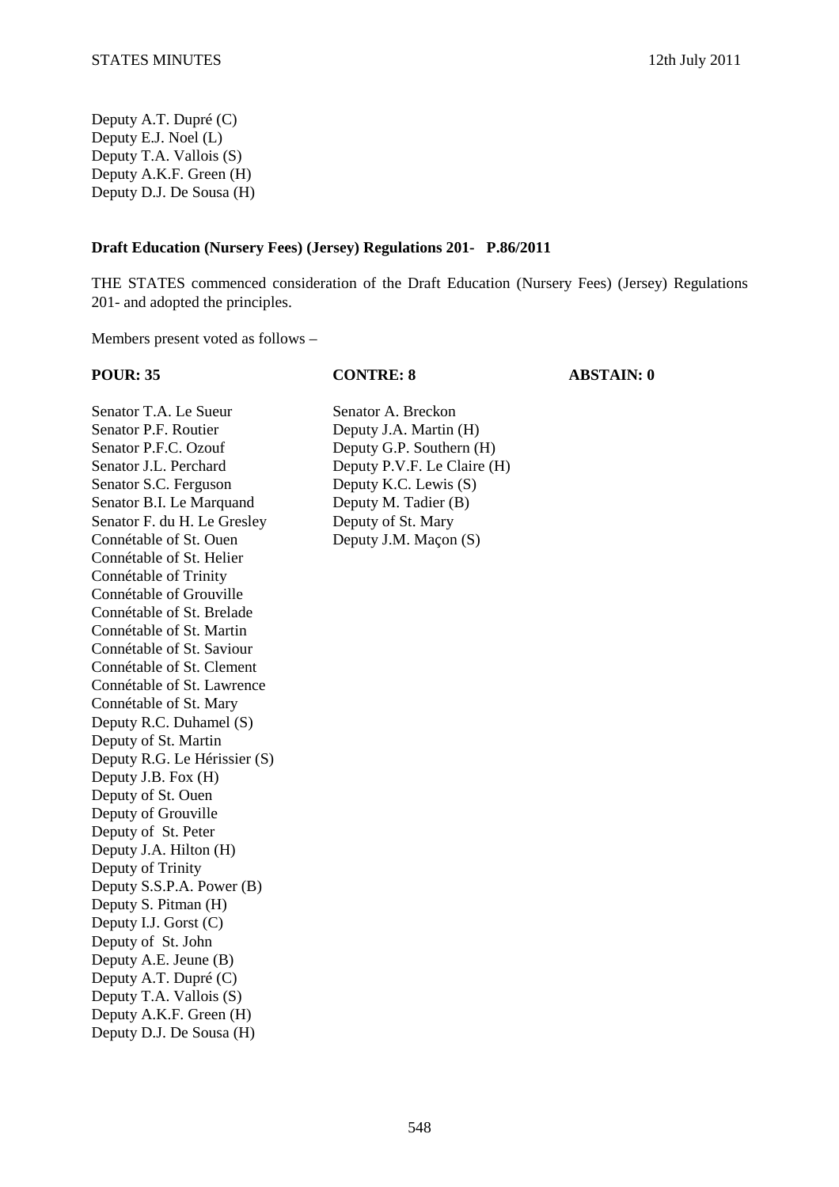Deputy A.T. Dupré (C)
Deputy E.J. Noel (L)
Deputy T.A. Vallois (S)
Deputy A.K.F. Green (H)
Deputy D.J. De Sousa (H)

**Draft Education (Nursery Fees) (Jersey) Regulations 201- P.86/2011**

THE STATES commenced consideration of the Draft Education (Nursery Fees) (Jersey) Regulations 201- and adopted the principles.

Members present voted as follows –

| POUR: 35 | CONTRE: 8 | ABSTAIN: 0 |
|---|---|---|
| Senator T.A. Le Sueur | Senator A. Breckon | |
| Senator P.F. Routier | Deputy J.A. Martin (H) | |
| Senator P.F.C. Ozouf | Deputy G.P. Southern (H) | |
| Senator J.L. Perchard | Deputy P.V.F. Le Claire (H) | |
| Senator S.C. Ferguson | Deputy K.C. Lewis (S) | |
| Senator B.I. Le Marquand | Deputy M. Tadier (B) | |
| Senator F. du H. Le Gresley | Deputy of St. Mary | |
| Connétable of St. Ouen | Deputy J.M. Maçon (S) | |
| Connétable of St. Helier | | |
| Connétable of Trinity | | |
| Connétable of Grouville | | |
| Connétable of St. Brelade | | |
| Connétable of St. Martin | | |
| Connétable of St. Saviour | | |
| Connétable of St. Clement | | |
| Connétable of St. Lawrence | | |
| Connétable of St. Mary | | |
| Deputy R.C. Duhamel (S) | | |
| Deputy of St. Martin | | |
| Deputy R.G. Le Hérissier (S) | | |
| Deputy J.B. Fox (H) | | |
| Deputy of St. Ouen | | |
| Deputy of Grouville | | |
| Deputy of St. Peter | | |
| Deputy J.A. Hilton (H) | | |
| Deputy of Trinity | | |
| Deputy S.S.P.A. Power (B) | | |
| Deputy S. Pitman (H) | | |
| Deputy I.J. Gorst (C) | | |
| Deputy of St. John | | |
| Deputy A.E. Jeune (B) | | |
| Deputy A.T. Dupré (C) | | |
| Deputy T.A. Vallois (S) | | |
| Deputy A.K.F. Green (H) | | |
| Deputy D.J. De Sousa (H) | | |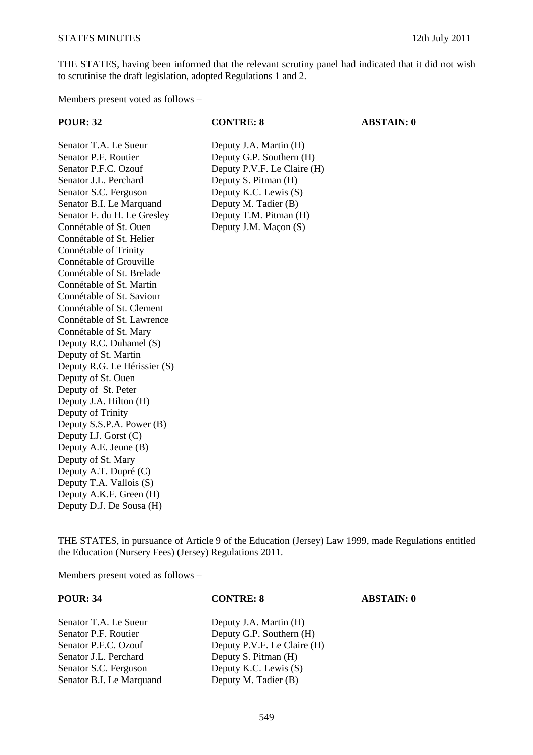THE STATES, having been informed that the relevant scrutiny panel had indicated that it did not wish to scrutinise the draft legislation, adopted Regulations 1 and 2.

Members present voted as follows –

| POUR: 32 | CONTRE: 8 | ABSTAIN: 0 |
|---|---|---|
| Senator T.A. Le Sueur | Deputy J.A. Martin (H) | |
| Senator P.F. Routier | Deputy G.P. Southern (H) | |
| Senator P.F.C. Ozouf | Deputy P.V.F. Le Claire (H) | |
| Senator J.L. Perchard | Deputy S. Pitman (H) | |
| Senator S.C. Ferguson | Deputy K.C. Lewis (S) | |
| Senator B.I. Le Marquand | Deputy M. Tadier (B) | |
| Senator F. du H. Le Gresley | Deputy T.M. Pitman (H) | |
| Connétable of St. Ouen | Deputy J.M. Maçon (S) | |
| Connétable of St. Helier | | |
| Connétable of Trinity | | |
| Connétable of Grouville | | |
| Connétable of St. Brelade | | |
| Connétable of St. Martin | | |
| Connétable of St. Saviour | | |
| Connétable of St. Clement | | |
| Connétable of St. Lawrence | | |
| Connétable of St. Mary | | |
| Deputy R.C. Duhamel (S) | | |
| Deputy of St. Martin | | |
| Deputy R.G. Le Hérissier (S) | | |
| Deputy of St. Ouen | | |
| Deputy of St. Peter | | |
| Deputy J.A. Hilton (H) | | |
| Deputy of Trinity | | |
| Deputy S.S.P.A. Power (B) | | |
| Deputy I.J. Gorst (C) | | |
| Deputy A.E. Jeune (B) | | |
| Deputy of St. Mary | | |
| Deputy A.T. Dupré (C) | | |
| Deputy T.A. Vallois (S) | | |
| Deputy A.K.F. Green (H) | | |
| Deputy D.J. De Sousa (H) | | |

THE STATES, in pursuance of Article 9 of the Education (Jersey) Law 1999, made Regulations entitled the Education (Nursery Fees) (Jersey) Regulations 2011.

Members present voted as follows –

| POUR: 34 | CONTRE: 8 | ABSTAIN: 0 |
|---|---|---|
| Senator T.A. Le Sueur | Deputy J.A. Martin (H) | |
| Senator P.F. Routier | Deputy G.P. Southern (H) | |
| Senator P.F.C. Ozouf | Deputy P.V.F. Le Claire (H) | |
| Senator J.L. Perchard | Deputy S. Pitman (H) | |
| Senator S.C. Ferguson | Deputy K.C. Lewis (S) | |
| Senator B.I. Le Marquand | Deputy M. Tadier (B) | |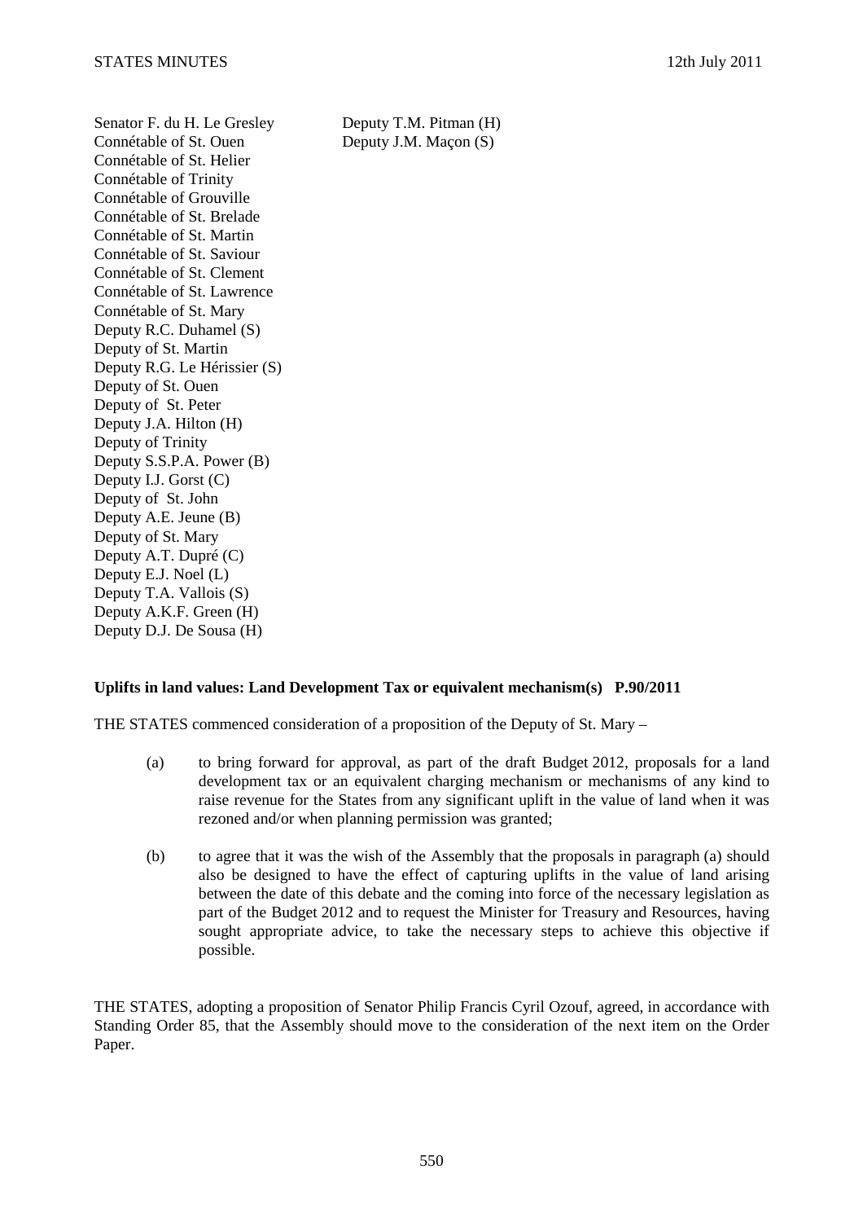Senator F. du H. Le Gresley
Connétable of St. Ouen
Connétable of St. Helier
Connétable of Trinity
Connétable of Grouville
Connétable of St. Brelade
Connétable of St. Martin
Connétable of St. Saviour
Connétable of St. Clement
Connétable of St. Lawrence
Connétable of St. Mary
Deputy R.C. Duhamel (S)
Deputy of St. Martin
Deputy R.G. Le Hérissier (S)
Deputy of St. Ouen
Deputy of St. Peter
Deputy J.A. Hilton (H)
Deputy of Trinity
Deputy S.S.P.A. Power (B)
Deputy I.J. Gorst (C)
Deputy of St. John
Deputy A.E. Jeune (B)
Deputy of St. Mary
Deputy A.T. Dupré (C)
Deputy E.J. Noel (L)
Deputy T.A. Vallois (S)
Deputy A.K.F. Green (H)
Deputy D.J. De Sousa (H)
Deputy T.M. Pitman (H)
Deputy J.M. Maçon (S)

**Uplifts in land values: Land Development Tax or equivalent mechanism(s) P.90/2011**

THE STATES commenced consideration of a proposition of the Deputy of St. Mary –

(a) to bring forward for approval, as part of the draft Budget 2012, proposals for a land development tax or an equivalent charging mechanism or mechanisms of any kind to raise revenue for the States from any significant uplift in the value of land when it was rezoned and/or when planning permission was granted;

(b) to agree that it was the wish of the Assembly that the proposals in paragraph (a) should also be designed to have the effect of capturing uplifts in the value of land arising between the date of this debate and the coming into force of the necessary legislation as part of the Budget 2012 and to request the Minister for Treasury and Resources, having sought appropriate advice, to take the necessary steps to achieve this objective if possible.

THE STATES, adopting a proposition of Senator Philip Francis Cyril Ozouf, agreed, in accordance with Standing Order 85, that the Assembly should move to the consideration of the next item on the Order Paper.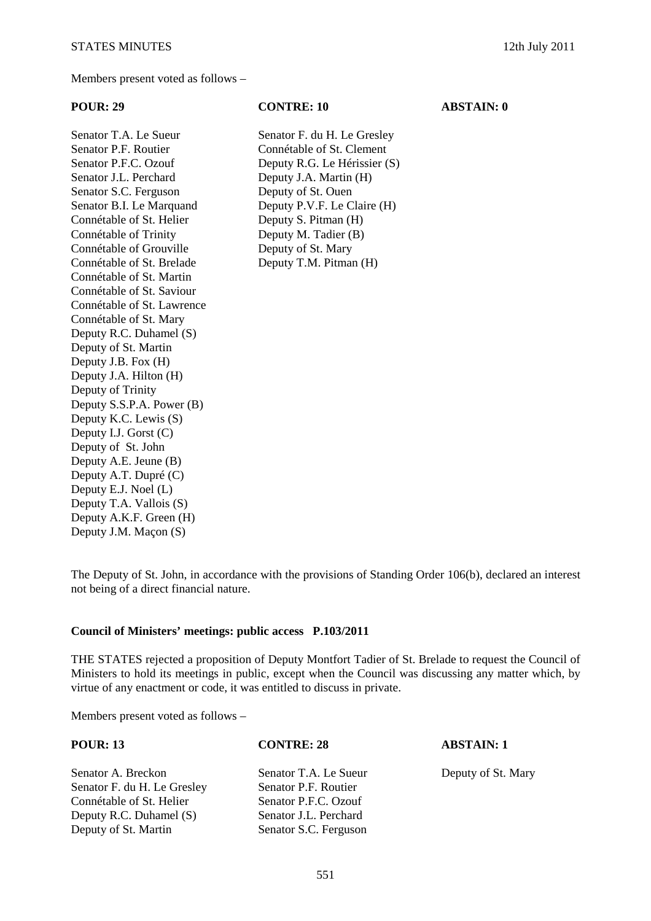Members present voted as follows –

| POUR: 29 | CONTRE: 10 | ABSTAIN: 0 |
| --- | --- | --- |
| Senator T.A. Le Sueur | Senator F. du H. Le Gresley | |
| Senator P.F. Routier | Connétable of St. Clement | |
| Senator P.F.C. Ozouf | Deputy R.G. Le Hérissier (S) | |
| Senator J.L. Perchard | Deputy J.A. Martin (H) | |
| Senator S.C. Ferguson | Deputy of St. Ouen | |
| Senator B.I. Le Marquand | Deputy P.V.F. Le Claire (H) | |
| Connétable of St. Helier | Deputy S. Pitman (H) | |
| Connétable of Trinity | Deputy M. Tadier (B) | |
| Connétable of Grouville | Deputy of St. Mary | |
| Connétable of St. Brelade | Deputy T.M. Pitman (H) | |
| Connétable of St. Martin | | |
| Connétable of St. Saviour | | |
| Connétable of St. Lawrence | | |
| Connétable of St. Mary | | |
| Deputy R.C. Duhamel (S) | | |
| Deputy of St. Martin | | |
| Deputy J.B. Fox (H) | | |
| Deputy J.A. Hilton (H) | | |
| Deputy of Trinity | | |
| Deputy S.S.P.A. Power (B) | | |
| Deputy K.C. Lewis (S) | | |
| Deputy I.J. Gorst (C) | | |
| Deputy of St. John | | |
| Deputy A.E. Jeune (B) | | |
| Deputy A.T. Dupré (C) | | |
| Deputy E.J. Noel (L) | | |
| Deputy T.A. Vallois (S) | | |
| Deputy A.K.F. Green (H) | | |
| Deputy J.M. Maçon (S) | | |

The Deputy of St. John, in accordance with the provisions of Standing Order 106(b), declared an interest not being of a direct financial nature.

**Council of Ministers' meetings: public access P.103/2011**

THE STATES rejected a proposition of Deputy Montfort Tadier of St. Brelade to request the Council of Ministers to hold its meetings in public, except when the Council was discussing any matter which, by virtue of any enactment or code, it was entitled to discuss in private.

Members present voted as follows –

| POUR: 13 | CONTRE: 28 | ABSTAIN: 1 |
| --- | --- | --- |
| Senator A. Breckon | Senator T.A. Le Sueur | Deputy of St. Mary |
| Senator F. du H. Le Gresley | Senator P.F. Routier | |
| Connétable of St. Helier | Senator P.F.C. Ozouf | |
| Deputy R.C. Duhamel (S) | Senator J.L. Perchard | |
| Deputy of St. Martin | Senator S.C. Ferguson | |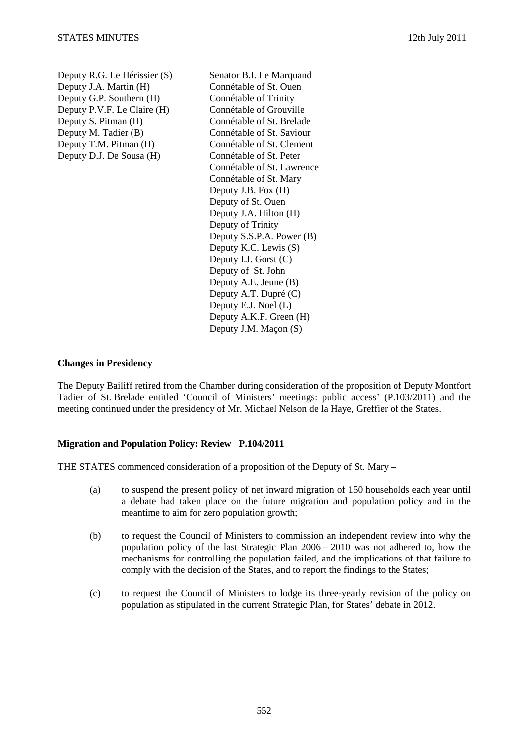| | |
|---|---|
| Deputy R.G. Le Hérissier (S) | Senator B.I. Le Marquand |
| Deputy J.A. Martin (H) | Connétable of St. Ouen |
| Deputy G.P. Southern (H) | Connétable of Trinity |
| Deputy P.V.F. Le Claire (H) | Connétable of Grouville |
| Deputy S. Pitman (H) | Connétable of St. Brelade |
| Deputy M. Tadier (B) | Connétable of St. Saviour |
| Deputy T.M. Pitman (H) | Connétable of St. Clement |
| Deputy D.J. De Sousa (H) | Connétable of St. Peter |
| | Connétable of St. Lawrence |
| | Connétable of St. Mary |
| | Deputy J.B. Fox (H) |
| | Deputy of St. Ouen |
| | Deputy J.A. Hilton (H) |
| | Deputy of Trinity |
| | Deputy S.S.P.A. Power (B) |
| | Deputy K.C. Lewis (S) |
| | Deputy I.J. Gorst (C) |
| | Deputy of St. John |
| | Deputy A.E. Jeune (B) |
| | Deputy A.T. Dupré (C) |
| | Deputy E.J. Noel (L) |
| | Deputy A.K.F. Green (H) |
| | Deputy J.M. Maçon (S) |

**Changes in Presidency**

The Deputy Bailiff retired from the Chamber during consideration of the proposition of Deputy Montfort Tadier of St. Brelade entitled 'Council of Ministers' meetings: public access' (P.103/2011) and the meeting continued under the presidency of Mr. Michael Nelson de la Haye, Greffier of the States.

**Migration and Population Policy: Review P.104/2011**

THE STATES commenced consideration of a proposition of the Deputy of St. Mary –

(a) to suspend the present policy of net inward migration of 150 households each year until a debate had taken place on the future migration and population policy and in the meantime to aim for zero population growth;

(b) to request the Council of Ministers to commission an independent review into why the population policy of the last Strategic Plan 2006 – 2010 was not adhered to, how the mechanisms for controlling the population failed, and the implications of that failure to comply with the decision of the States, and to report the findings to the States;

(c) to request the Council of Ministers to lodge its three-yearly revision of the policy on population as stipulated in the current Strategic Plan, for States' debate in 2012.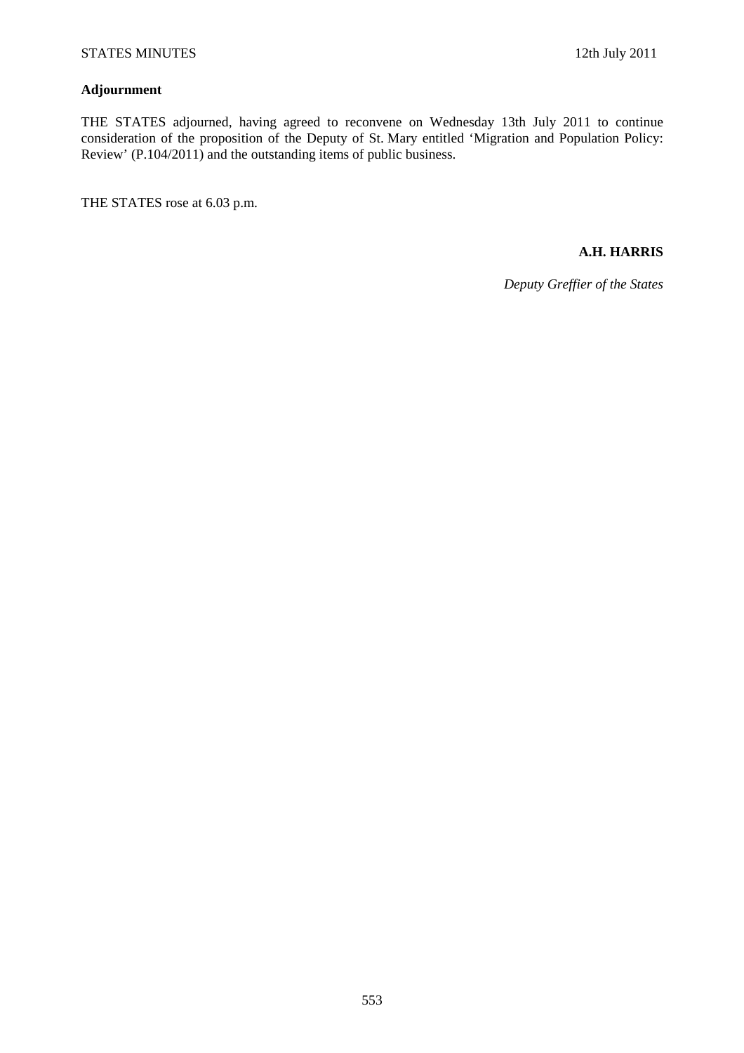**Adjournment**

THE STATES adjourned, having agreed to reconvene on Wednesday 13th July 2011 to continue consideration of the proposition of the Deputy of St. Mary entitled 'Migration and Population Policy: Review' (P.104/2011) and the outstanding items of public business.

THE STATES rose at 6.03 p.m.

**A.H. HARRIS**

*Deputy Greffier of the States*